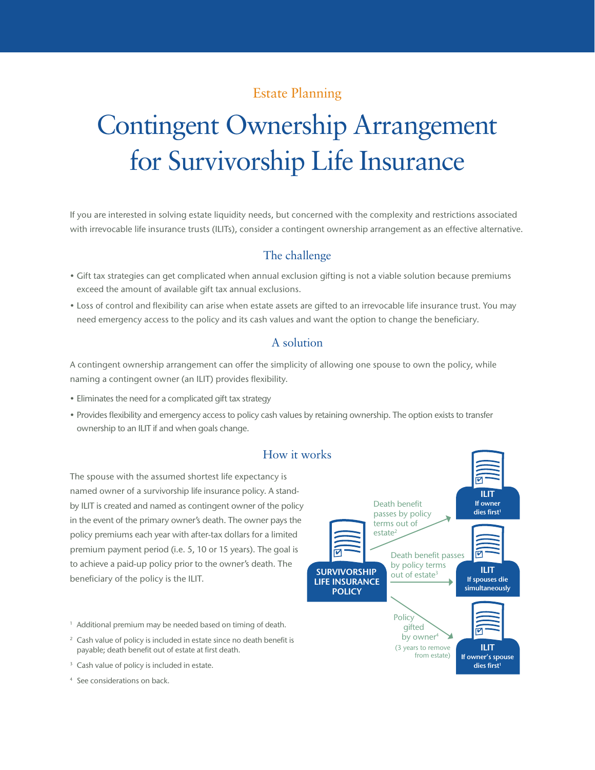Estate Planning

# Contingent Ownership Arrangement for Survivorship Life Insurance

If you are interested in solving estate liquidity needs, but concerned with the complexity and restrictions associated with irrevocable life insurance trusts (ILITs), consider a contingent ownership arrangement as an effective alternative.

## The challenge

- Gift tax strategies can get complicated when annual exclusion gifting is not a viable solution because premiums exceed the amount of available gift tax annual exclusions.
- Loss of control and flexibility can arise when estate assets are gifted to an irrevocable life insurance trust. You may need emergency access to the policy and its cash values and want the option to change the beneficiary.

## A solution

A contingent ownership arrangement can offer the simplicity of allowing one spouse to own the policy, while naming a contingent owner (an ILIT) provides flexibility.

- Eliminates the need for a complicated gift tax strategy
- Provides flexibility and emergency access to policy cash values by retaining ownership. The option exists to transfer ownership to an ILIT if and when goals change.

## How it works

The spouse with the assumed shortest life expectancy is named owner of a survivorship life insurance policy. A stand-by ILIT is created and named as contingent owner of the policy in the event of the primary owner's death. The owner pays the policy premiums each year with after-tax dollars for a limited premium payment period (i.e. 5, 10 or 15 years). The goal is to achieve a paid-up policy prior to the owner's death. The beneficiary of the policy is the ILIT.

**SURVIVORSHIP LIFE INSURANCE POLICY**

- Death benefit passes by policy terms out of estate[2] → **ILIT** If owner dies first[1]
- Death benefit passes by policy terms out of estate[3] → **ILIT** If spouses die simultaneously
- Policy gifted by owner[4] (3 years to remove from estate) → **ILIT** If owner's spouse dies first[1]

[1] Additional premium may be needed based on timing of death.

[2] Cash value of policy is included in estate since no death benefit is payable; death benefit out of estate at first death.

[3] Cash value of policy is included in estate.

[4] See considerations on back.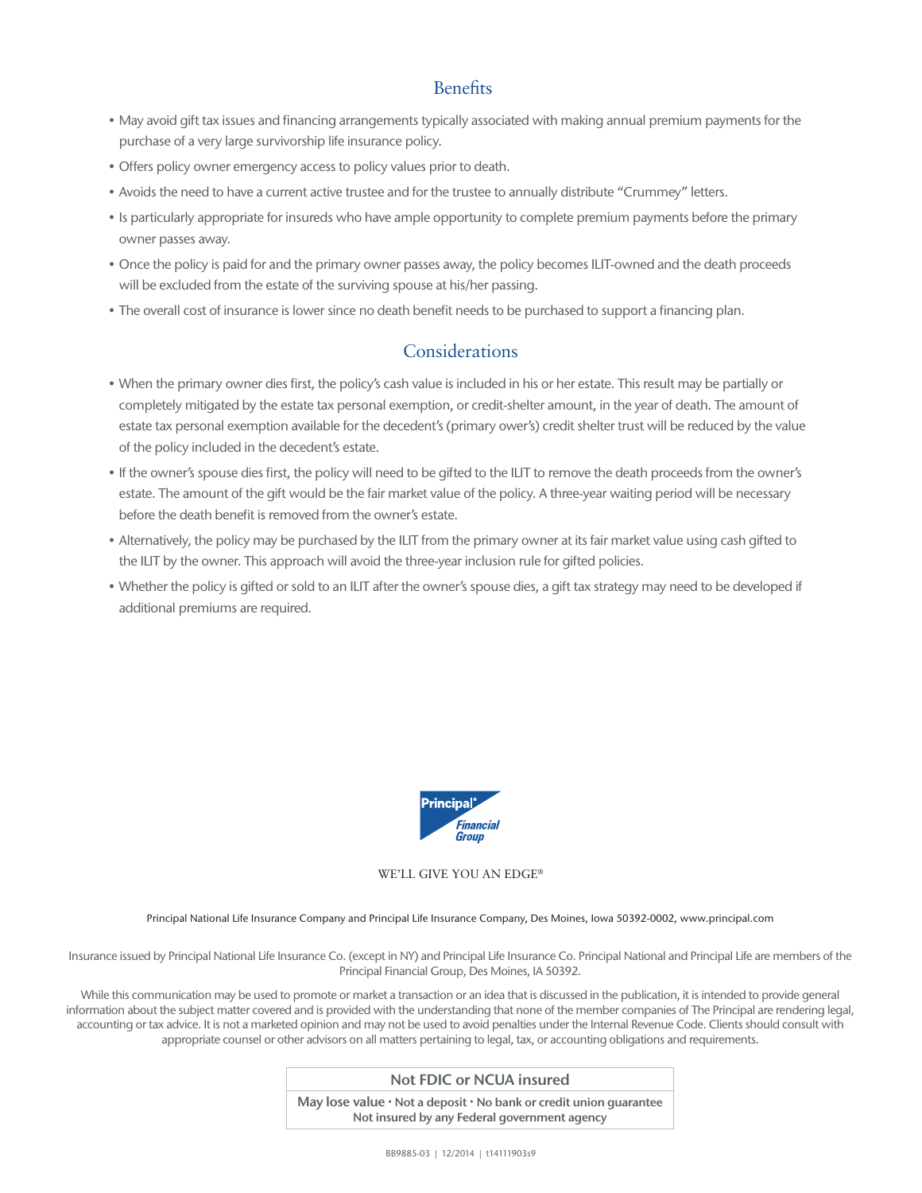## Benefits

- May avoid gift tax issues and financing arrangements typically associated with making annual premium payments for the purchase of a very large survivorship life insurance policy.
- Offers policy owner emergency access to policy values prior to death.
- Avoids the need to have a current active trustee and for the trustee to annually distribute "Crummey" letters.
- Is particularly appropriate for insureds who have ample opportunity to complete premium payments before the primary owner passes away.
- Once the policy is paid for and the primary owner passes away, the policy becomes ILIT-owned and the death proceeds will be excluded from the estate of the surviving spouse at his/her passing.
- The overall cost of insurance is lower since no death benefit needs to be purchased to support a financing plan.

## Considerations

- When the primary owner dies first, the policy's cash value is included in his or her estate. This result may be partially or completely mitigated by the estate tax personal exemption, or credit-shelter amount, in the year of death. The amount of estate tax personal exemption available for the decedent's (primary ower's) credit shelter trust will be reduced by the value of the policy included in the decedent's estate.
- If the owner's spouse dies first, the policy will need to be gifted to the ILIT to remove the death proceeds from the owner's estate. The amount of the gift would be the fair market value of the policy. A three-year waiting period will be necessary before the death benefit is removed from the owner's estate.
- Alternatively, the policy may be purchased by the ILIT from the primary owner at its fair market value using cash gifted to the ILIT by the owner. This approach will avoid the three-year inclusion rule for gifted policies.
- Whether the policy is gifted or sold to an ILIT after the owner's spouse dies, a gift tax strategy may need to be developed if additional premiums are required.

Principal® Financial Group

WE'LL GIVE YOU AN EDGE®

Principal National Life Insurance Company and Principal Life Insurance Company, Des Moines, Iowa 50392-0002, www.principal.com

Insurance issued by Principal National Life Insurance Co. (except in NY) and Principal Life Insurance Co. Principal National and Principal Life are members of the Principal Financial Group, Des Moines, IA 50392.

While this communication may be used to promote or market a transaction or an idea that is discussed in the publication, it is intended to provide general information about the subject matter covered and is provided with the understanding that none of the member companies of The Principal are rendering legal, accounting or tax advice. It is not a marketed opinion and may not be used to avoid penalties under the Internal Revenue Code. Clients should consult with appropriate counsel or other advisors on all matters pertaining to legal, tax, or accounting obligations and requirements.

| Not FDIC or NCUA insured |
| --- |
| May lose value • Not a deposit • No bank or credit union guarantee Not insured by any Federal government agency |

BB9885-03 | 12/2014 | t14111903s9